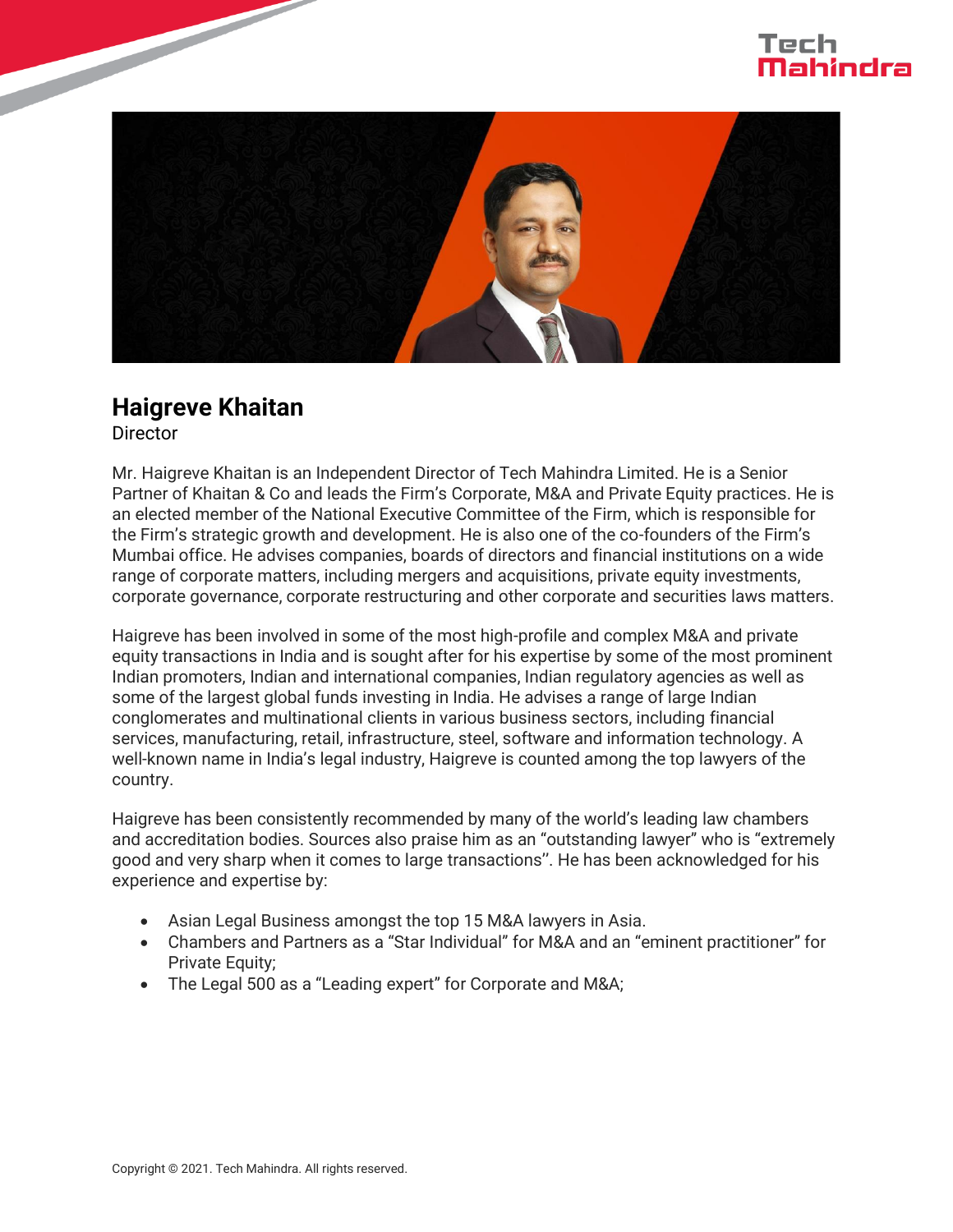# Haigreve Khaitan

Director

Mr. Haigreve Khaitan is an Independent Director of Tech Mahindra Limited. He is a Senior Partner of Khaitan & Co and leads the Firm's Corporate, M&A and Private Equity practices. He is an elected member of the National Executive Committee of the Firm, which is responsible for the Firm's strategic growth and development. He is also one of the co-founders of the Firm's Mumbai office. He advises companies, boards of directors and financial institutions on a wide range of corporate matters, including mergers and acquisitions, private equity investments, corporate governance, corporate restructuring and other corporate and securities laws matters.

Haigreve has been involved in some of the most high-profile and complex M&A and private equity transactions in India and is sought after for his expertise by some of the most prominent Indian promoters, Indian and international companies, Indian regulatory agencies as well as some of the largest global funds investing in India. He advises a range of large Indian conglomerates and multinational clients in various business sectors, including financial services, manufacturing, retail, infrastructure, steel, software and information technology. A well-known name in India's legal industry, Haigreve is counted among the top lawyers of the country.

Haigreve has been consistently recommended by many of the world's leading law chambers and accreditation bodies. Sources also praise him as an "outstanding lawyer" who is "extremely good and very sharp when it comes to large transactions''. He has been acknowledged for his experience and expertise by:

- Asian Legal Business amongst the top 15 M&A lawyers in Asia.
- Chambers and Partners as a "Star Individual" for M&A and an "eminent practitioner" for Private Equity;
- The Legal 500 as a "Leading expert" for Corporate and M&A;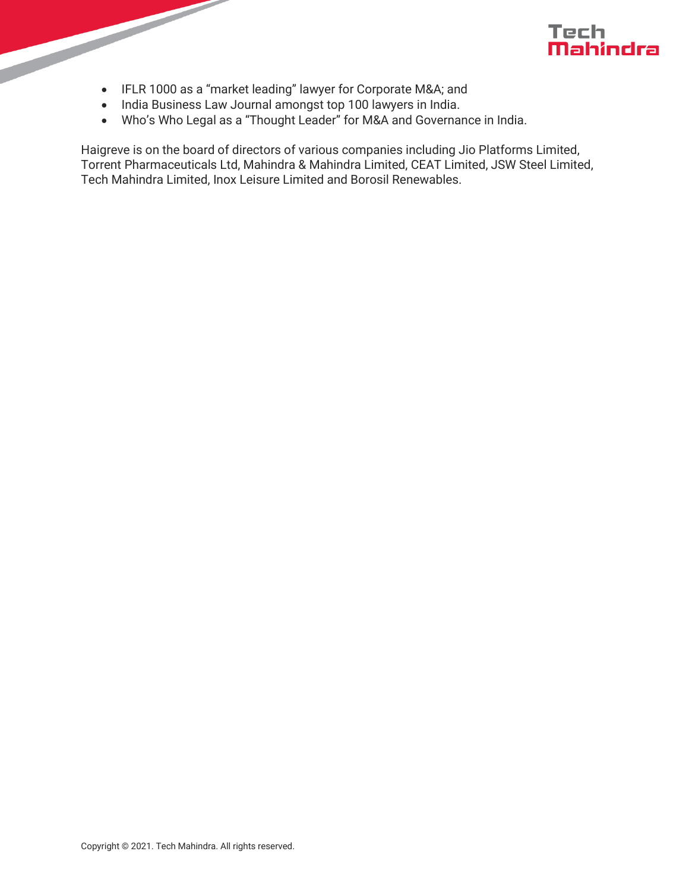- IFLR 1000 as a “market leading” lawyer for Corporate M&A; and
- India Business Law Journal amongst top 100 lawyers in India.
- Who’s Who Legal as a “Thought Leader” for M&A and Governance in India.

Haigreve is on the board of directors of various companies including Jio Platforms Limited, Torrent Pharmaceuticals Ltd, Mahindra & Mahindra Limited, CEAT Limited, JSW Steel Limited, Tech Mahindra Limited, Inox Leisure Limited and Borosil Renewables.